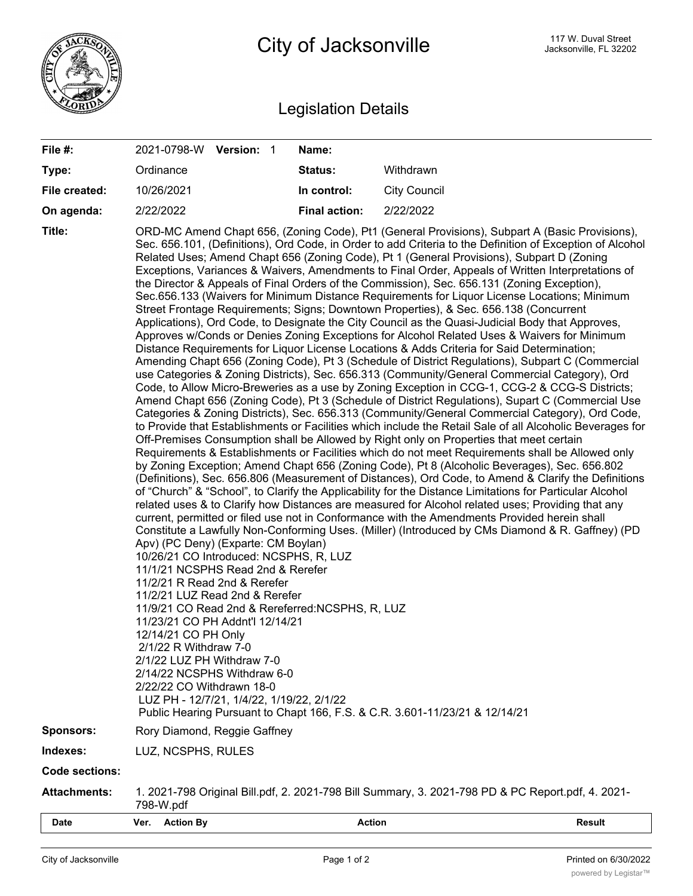# City of Jacksonville

117 W. Duval Street
Jacksonville, FL 32202

## Legislation Details

| | | | |
|---|---|---|---|
| **File #:** | 2021-0798-W **Version:** 1 | **Name:** | |
| **Type:** | Ordinance | **Status:** | Withdrawn |
| **File created:** | 10/26/2021 | **In control:** | City Council |
| **On agenda:** | 2/22/2022 | **Final action:** | 2/22/2022 |

**Title:** ORD-MC Amend Chapt 656, (Zoning Code), Pt1 (General Provisions), Subpart A (Basic Provisions), Sec. 656.101, (Definitions), Ord Code, in Order to add Criteria to the Definition of Exception of Alcohol Related Uses; Amend Chapt 656 (Zoning Code), Pt 1 (General Provisions), Subpart D (Zoning Exceptions, Variances & Waivers, Amendments to Final Order, Appeals of Written Interpretations of the Director & Appeals of Final Orders of the Commission), Sec. 656.131 (Zoning Exception), Sec.656.133 (Waivers for Minimum Distance Requirements for Liquor License Locations; Minimum Street Frontage Requirements; Signs; Downtown Properties), & Sec. 656.138 (Concurrent Applications), Ord Code, to Designate the City Council as the Quasi-Judicial Body that Approves, Approves w/Conds or Denies Zoning Exceptions for Alcohol Related Uses & Waivers for Minimum Distance Requirements for Liquor License Locations & Adds Criteria for Said Determination; Amending Chapt 656 (Zoning Code), Pt 3 (Schedule of District Regulations), Subpart C (Commercial use Categories & Zoning Districts), Sec. 656.313 (Community/General Commercial Category), Ord Code, to Allow Micro-Breweries as a use by Zoning Exception in CCG-1, CCG-2 & CCG-S Districts; Amend Chapt 656 (Zoning Code), Pt 3 (Schedule of District Regulations), Supart C (Commercial Use Categories & Zoning Districts), Sec. 656.313 (Community/General Commercial Category), Ord Code, to Provide that Establishments or Facilities which include the Retail Sale of all Alcoholic Beverages for Off-Premises Consumption shall be Allowed by Right only on Properties that meet certain Requirements & Establishments or Facilities which do not meet Requirements shall be Allowed only by Zoning Exception; Amend Chapt 656 (Zoning Code), Pt 8 (Alcoholic Beverages), Sec. 656.802 (Definitions), Sec. 656.806 (Measurement of Distances), Ord Code, to Amend & Clarify the Definitions of "Church" & "School", to Clarify the Applicability for the Distance Limitations for Particular Alcohol related uses & to Clarify how Distances are measured for Alcohol related uses; Providing that any current, permitted or filed use not in Conformance with the Amendments Provided herein shall Constitute a Lawfully Non-Conforming Uses. (Miller) (Introduced by CMs Diamond & R. Gaffney) (PD Apv) (PC Deny) (Exparte: CM Boylan)

10/26/21 CO Introduced: NCSPHS, R, LUZ
11/1/21 NCSPHS Read 2nd & Rerefer
11/2/21 R Read 2nd & Rerefer
11/2/21 LUZ Read 2nd & Rerefer
11/9/21 CO Read 2nd & Rereferred:NCSPHS, R, LUZ
11/23/21 CO PH Addnt'l 12/14/21
12/14/21 CO PH Only
2/1/22 R Withdraw 7-0
2/1/22 LUZ PH Withdraw 7-0
2/14/22 NCSPHS Withdraw 6-0
2/22/22 CO Withdrawn 18-0
LUZ PH - 12/7/21, 1/4/22, 1/19/22, 2/1/22
Public Hearing Pursuant to Chapt 166, F.S. & C.R. 3.601-11/23/21 & 12/14/21

**Sponsors:** Rory Diamond, Reggie Gaffney

**Indexes:** LUZ, NCSPHS, RULES

**Code sections:**

**Attachments:** 1. 2021-798 Original Bill.pdf, 2. 2021-798 Bill Summary, 3. 2021-798 PD & PC Report.pdf, 4. 2021-798-W.pdf

| Date | Ver. | Action By | Action | Result |
|---|---|---|---|---|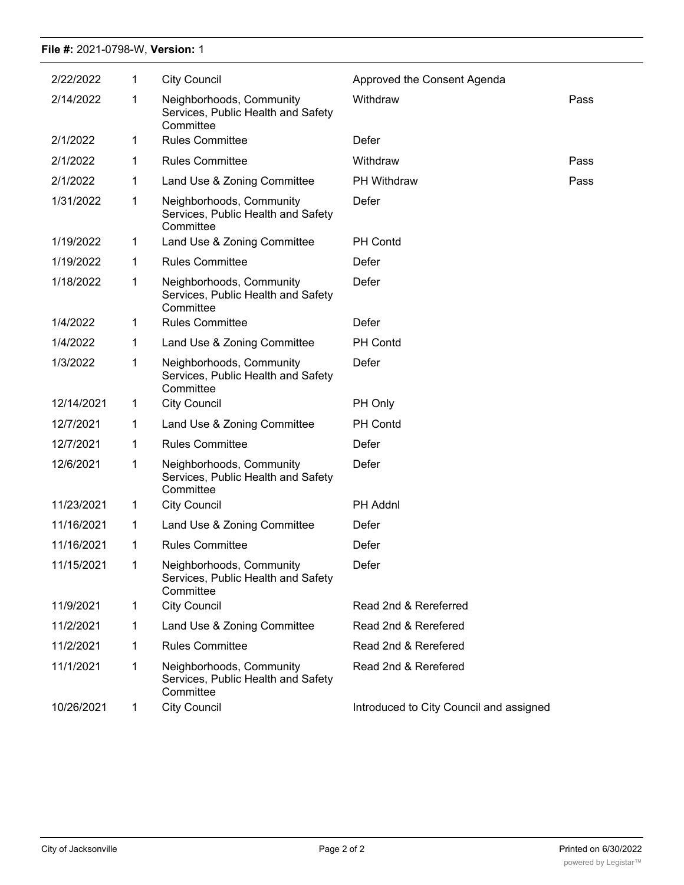**File #:** 2021-0798-W, **Version:** 1

| | | | | |
|---|---|---|---|---|
| 2/22/2022 | 1 | City Council | Approved the Consent Agenda | |
| 2/14/2022 | 1 | Neighborhoods, Community Services, Public Health and Safety Committee | Withdraw | Pass |
| 2/1/2022 | 1 | Rules Committee | Defer | |
| 2/1/2022 | 1 | Rules Committee | Withdraw | Pass |
| 2/1/2022 | 1 | Land Use & Zoning Committee | PH Withdraw | Pass |
| 1/31/2022 | 1 | Neighborhoods, Community Services, Public Health and Safety Committee | Defer | |
| 1/19/2022 | 1 | Land Use & Zoning Committee | PH Contd | |
| 1/19/2022 | 1 | Rules Committee | Defer | |
| 1/18/2022 | 1 | Neighborhoods, Community Services, Public Health and Safety Committee | Defer | |
| 1/4/2022 | 1 | Rules Committee | Defer | |
| 1/4/2022 | 1 | Land Use & Zoning Committee | PH Contd | |
| 1/3/2022 | 1 | Neighborhoods, Community Services, Public Health and Safety Committee | Defer | |
| 12/14/2021 | 1 | City Council | PH Only | |
| 12/7/2021 | 1 | Land Use & Zoning Committee | PH Contd | |
| 12/7/2021 | 1 | Rules Committee | Defer | |
| 12/6/2021 | 1 | Neighborhoods, Community Services, Public Health and Safety Committee | Defer | |
| 11/23/2021 | 1 | City Council | PH Addnl | |
| 11/16/2021 | 1 | Land Use & Zoning Committee | Defer | |
| 11/16/2021 | 1 | Rules Committee | Defer | |
| 11/15/2021 | 1 | Neighborhoods, Community Services, Public Health and Safety Committee | Defer | |
| 11/9/2021 | 1 | City Council | Read 2nd & Rereferred | |
| 11/2/2021 | 1 | Land Use & Zoning Committee | Read 2nd & Rerefered | |
| 11/2/2021 | 1 | Rules Committee | Read 2nd & Rerefered | |
| 11/1/2021 | 1 | Neighborhoods, Community Services, Public Health and Safety Committee | Read 2nd & Rerefered | |
| 10/26/2021 | 1 | City Council | Introduced to City Council and assigned | |